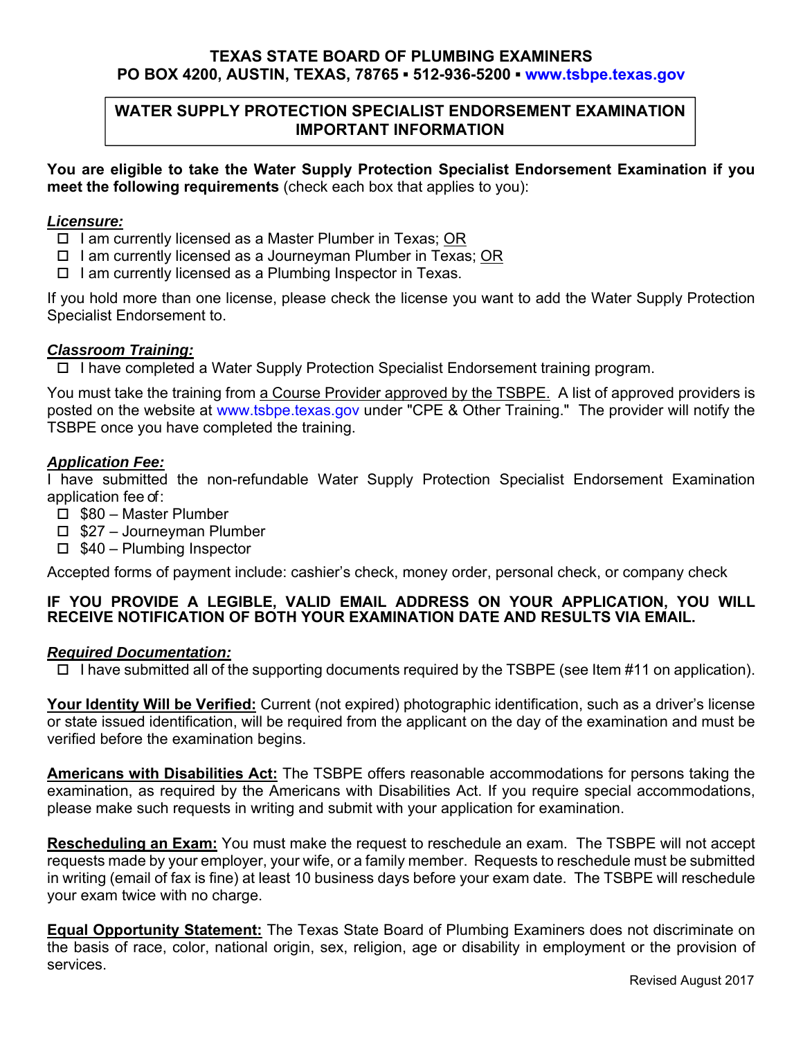**TEXAS STATE BOARD OF PLUMBING EXAMINERS**
**PO BOX 4200, AUSTIN, TEXAS, 78765 ▪ 512-936-5200 ▪ www.tsbpe.texas.gov**

# WATER SUPPLY PROTECTION SPECIALIST ENDORSEMENT EXAMINATION IMPORTANT INFORMATION

**You are eligible to take the Water Supply Protection Specialist Endorsement Examination if you meet the following requirements** (check each box that applies to you):

***Licensure:***

- ☐ I am currently licensed as a Master Plumber in Texas; OR
- ☐ I am currently licensed as a Journeyman Plumber in Texas; OR
- ☐ I am currently licensed as a Plumbing Inspector in Texas.

If you hold more than one license, please check the license you want to add the Water Supply Protection Specialist Endorsement to.

***Classroom Training:***

- ☐ I have completed a Water Supply Protection Specialist Endorsement training program.

You must take the training from a Course Provider approved by the TSBPE. A list of approved providers is posted on the website at www.tsbpe.texas.gov under "CPE & Other Training." The provider will notify the TSBPE once you have completed the training.

***Application Fee:***

I have submitted the non-refundable Water Supply Protection Specialist Endorsement Examination application fee of:

- ☐ $80 – Master Plumber
- ☐ $27 – Journeyman Plumber
- ☐ $40 – Plumbing Inspector

Accepted forms of payment include: cashier's check, money order, personal check, or company check

**IF YOU PROVIDE A LEGIBLE, VALID EMAIL ADDRESS ON YOUR APPLICATION, YOU WILL RECEIVE NOTIFICATION OF BOTH YOUR EXAMINATION DATE AND RESULTS VIA EMAIL.**

***Required Documentation:***

- ☐ I have submitted all of the supporting documents required by the TSBPE (see Item #11 on application).

**Your Identity Will be Verified:** Current (not expired) photographic identification, such as a driver's license or state issued identification, will be required from the applicant on the day of the examination and must be verified before the examination begins.

**Americans with Disabilities Act:** The TSBPE offers reasonable accommodations for persons taking the examination, as required by the Americans with Disabilities Act. If you require special accommodations, please make such requests in writing and submit with your application for examination.

**Rescheduling an Exam:** You must make the request to reschedule an exam. The TSBPE will not accept requests made by your employer, your wife, or a family member. Requests to reschedule must be submitted in writing (email of fax is fine) at least 10 business days before your exam date. The TSBPE will reschedule your exam twice with no charge.

**Equal Opportunity Statement:** The Texas State Board of Plumbing Examiners does not discriminate on the basis of race, color, national origin, sex, religion, age or disability in employment or the provision of services.

Revised August 2017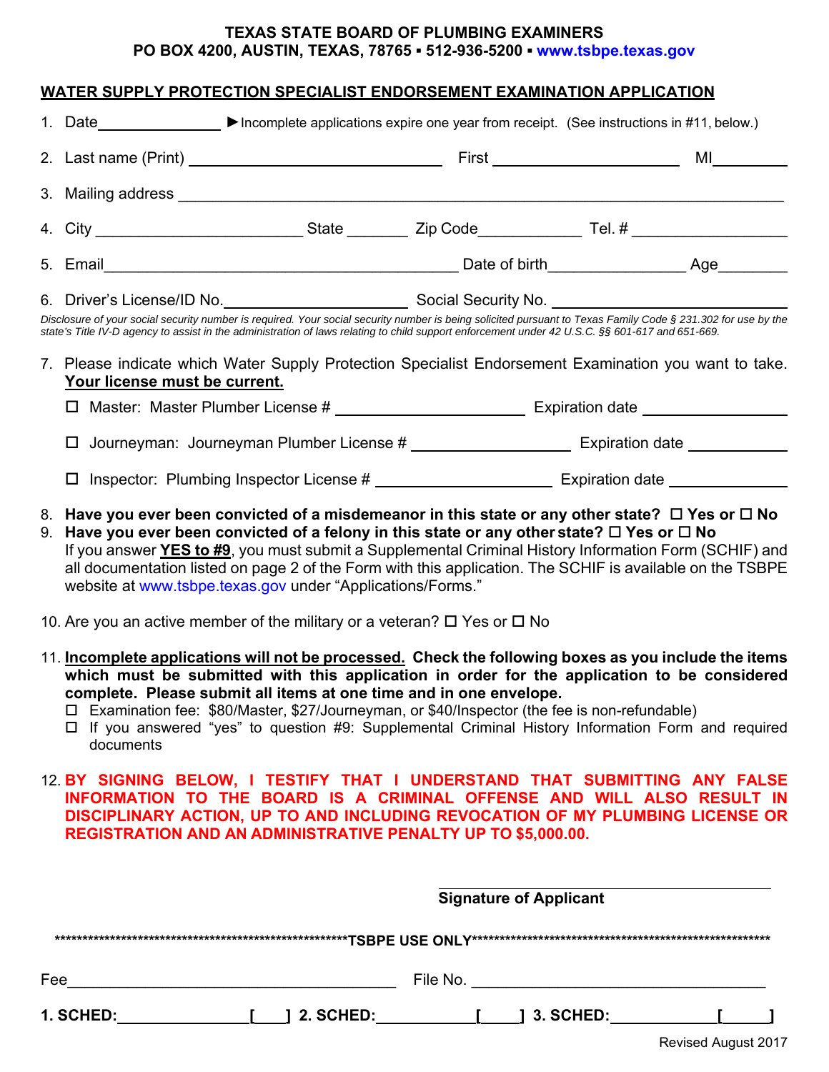**TEXAS STATE BOARD OF PLUMBING EXAMINERS**
**PO BOX 4200, AUSTIN, TEXAS, 78765 ▪ 512-936-5200 ▪ www.tsbpe.texas.gov**

## WATER SUPPLY PROTECTION SPECIALIST ENDORSEMENT EXAMINATION APPLICATION

1. Date______________ ►Incomplete applications expire one year from receipt. (See instructions in #11, below.)
2. Last name (Print) ____________________________ First ____________________ MI________
3. Mailing address ____________________________________________________________
4. City ______________________ State _______ Zip Code____________ Tel. # ________________
5. Email______________________________________ Date of birth______________ Age________
6. Driver's License/ID No.____________________ Social Security No. ________________________

*Disclosure of your social security number is required. Your social security number is being solicited pursuant to Texas Family Code § 231.302 for use by the state's Title IV-D agency to assist in the administration of laws relating to child support enforcement under 42 U.S.C. §§ 601-617 and 651-669.*

7. Please indicate which Water Supply Protection Specialist Endorsement Examination you want to take. **Your license must be current.**
   - ☐ Master: Master Plumber License # ____________________ Expiration date ________________
   - ☐ Journeyman: Journeyman Plumber License # __________________ Expiration date ___________
   - ☐ Inspector: Plumbing Inspector License # ____________________ Expiration date _____________
8. **Have you ever been convicted of a misdemeanor in this state or any other state? ☐ Yes or ☐ No**
9. **Have you ever been convicted of a felony in this state or any other state? ☐ Yes or ☐ No**
   If you answer **YES to #9**, you must submit a Supplemental Criminal History Information Form (SCHIF) and all documentation listed on page 2 of the Form with this application. The SCHIF is available on the TSBPE website at www.tsbpe.texas.gov under "Applications/Forms."
10. Are you an active member of the military or a veteran? ☐ Yes or ☐ No
11. **Incomplete applications will not be processed. Check the following boxes as you include the items which must be submitted with this application in order for the application to be considered complete. Please submit all items at one time and in one envelope.**
    - ☐ Examination fee: $80/Master, $27/Journeyman, or $40/Inspector (the fee is non-refundable)
    - ☐ If you answered "yes" to question #9: Supplemental Criminal History Information Form and required documents
12. **BY SIGNING BELOW, I TESTIFY THAT I UNDERSTAND THAT SUBMITTING ANY FALSE INFORMATION TO THE BOARD IS A CRIMINAL OFFENSE AND WILL ALSO RESULT IN DISCIPLINARY ACTION, UP TO AND INCLUDING REVOCATION OF MY PLUMBING LICENSE OR REGISTRATION AND AN ADMINISTRATIVE PENALTY UP TO $5,000.00.**

______________________________
**Signature of Applicant**

**************************************************TSBPE USE ONLY**************************************************

Fee ____________________________________ File No. ________________________________

**1. SCHED:______________[___] 2. SCHED:___________[____] 3. SCHED:____________[_____]**

Revised August 2017